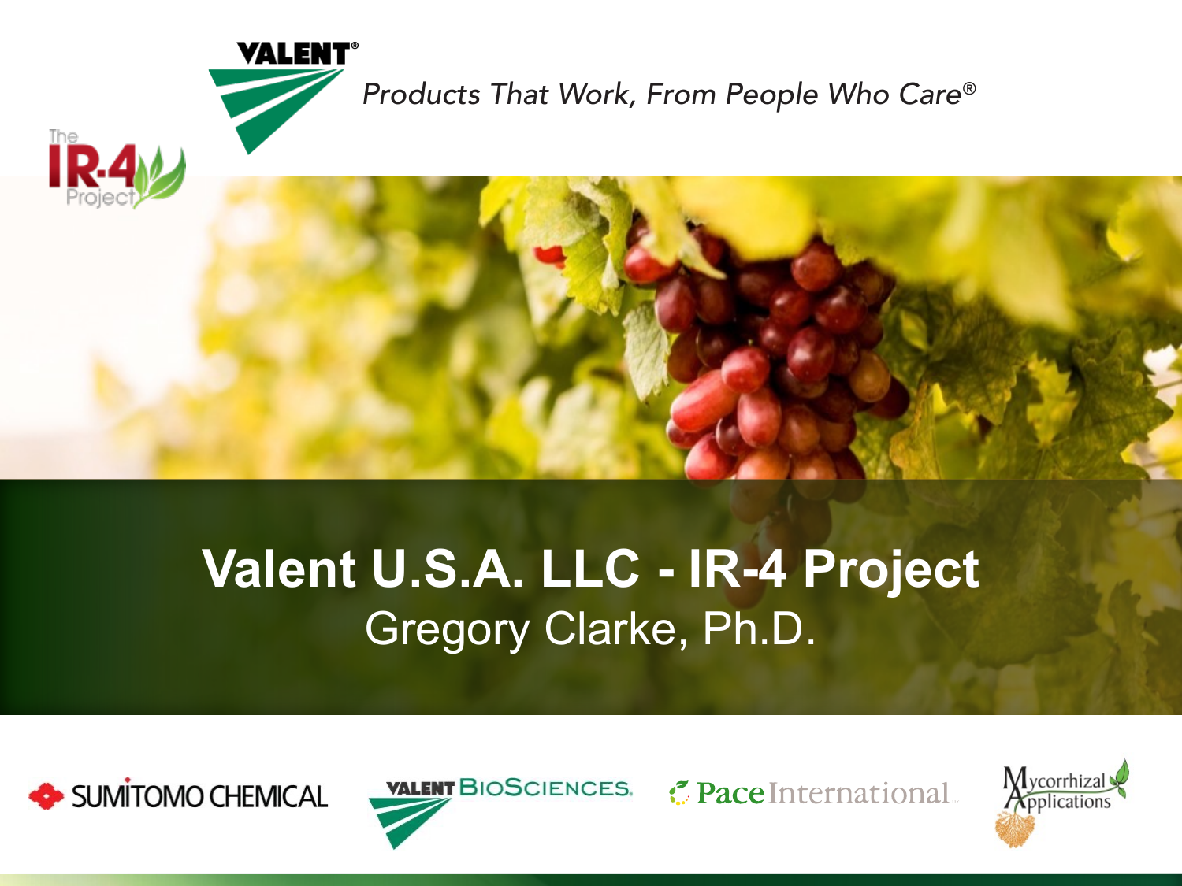VALENT®

*Products That Work, From People Who Care®*

The IR-4 Project

# Valent U.S.A. LLC - IR-4 Project

Gregory Clarke, Ph.D.

SUMITOMO CHEMICAL

VALENT BIOSCIENCES.

Pace International

Mycorrhizal Applications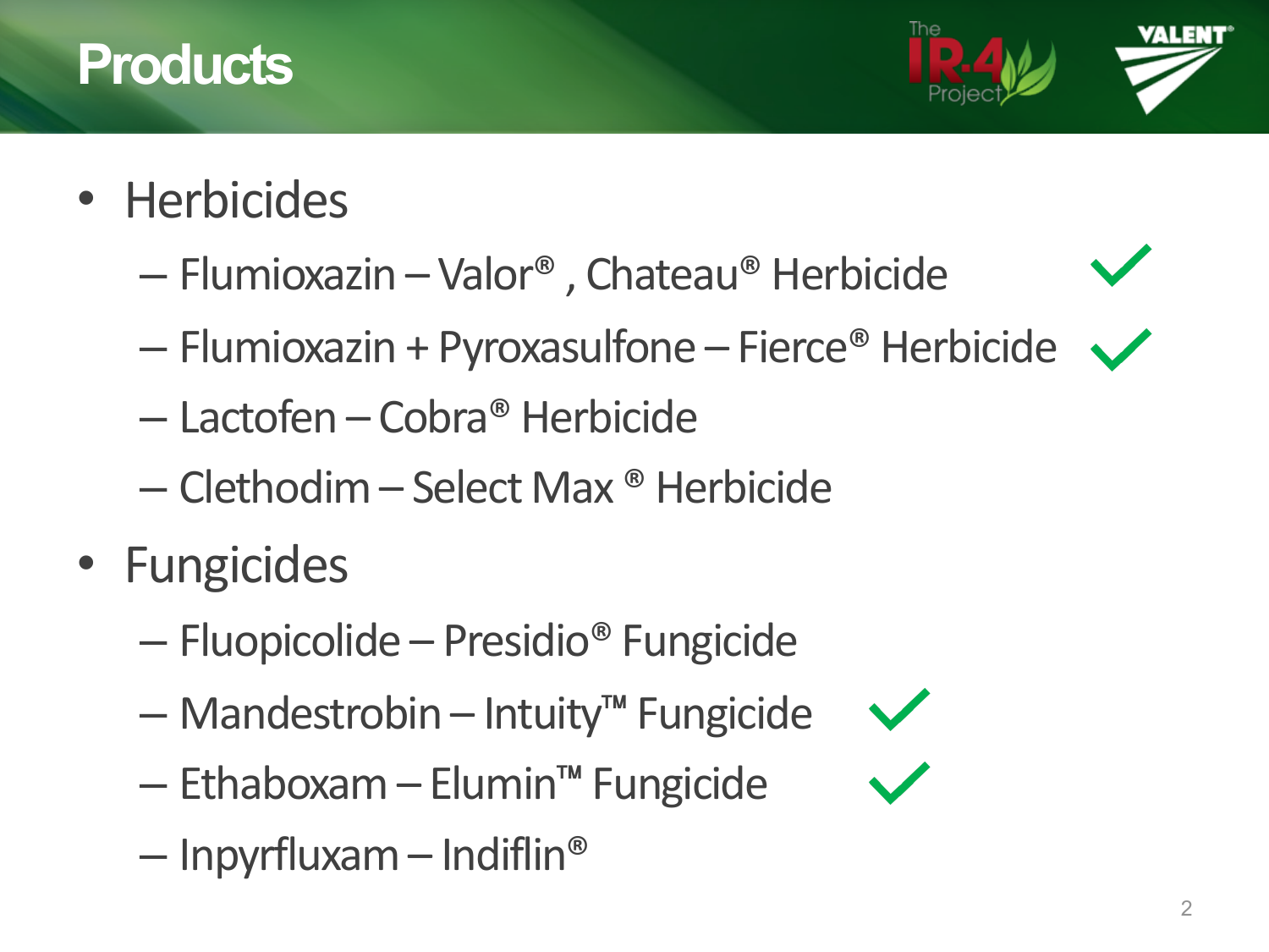# Products

- Herbicides
  - Flumioxazin – Valor® , Chateau® Herbicide ✓
  - Flumioxazin + Pyroxasulfone – Fierce® Herbicide ✓
  - Lactofen – Cobra® Herbicide
  - Clethodim – Select Max ® Herbicide
- Fungicides
  - Fluopicolide – Presidio® Fungicide
  - Mandestrobin – Intuity™ Fungicide ✓
  - Ethaboxam – Elumin™ Fungicide ✓
  - Inpyrfluxam – Indiflin®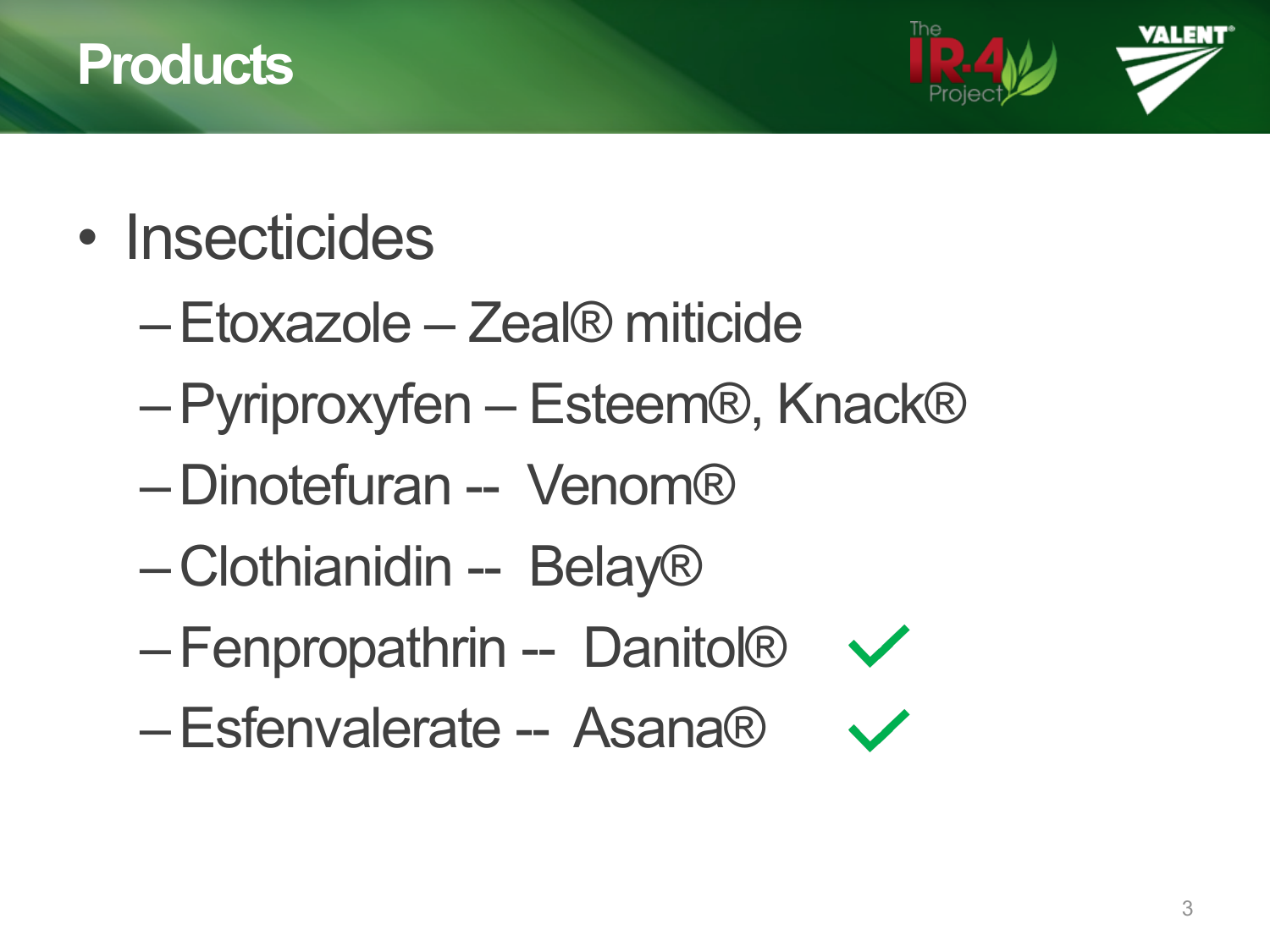# Products

- Insecticides
  - Etoxazole – Zeal® miticide
  - Pyriproxyfen – Esteem®, Knack®
  - Dinotefuran -- Venom®
  - Clothianidin -- Belay®
  - Fenpropathrin -- Danitol® ✓
  - Esfenvalerate -- Asana® ✓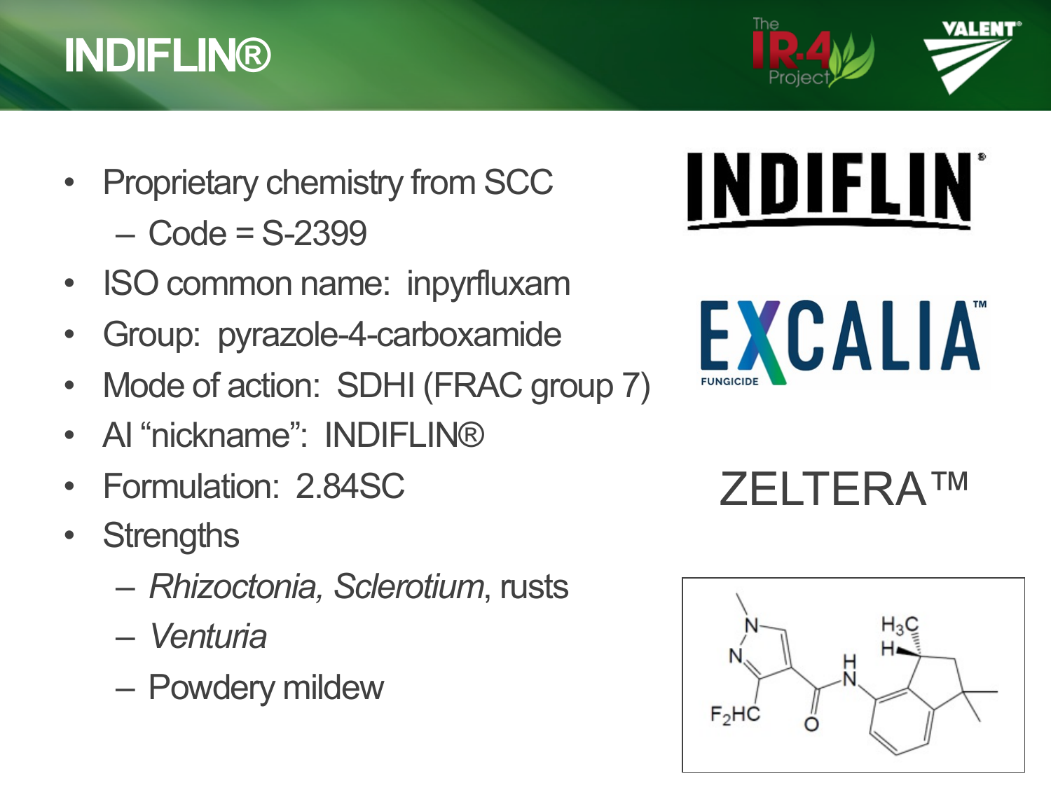# INDIFLIN®

- Proprietary chemistry from SCC
  - Code = S-2399
- ISO common name: inpyrfluxam
- Group: pyrazole-4-carboxamide
- Mode of action: SDHI (FRAC group 7)
- AI "nickname": INDIFLIN®
- Formulation: 2.84SC
- Strengths
  - *Rhizoctonia, Sclerotium*, rusts
  - *Venturia*
  - Powdery mildew

INDIFLIN®

EXCALIA™ FUNGICIDE

ZELTERA™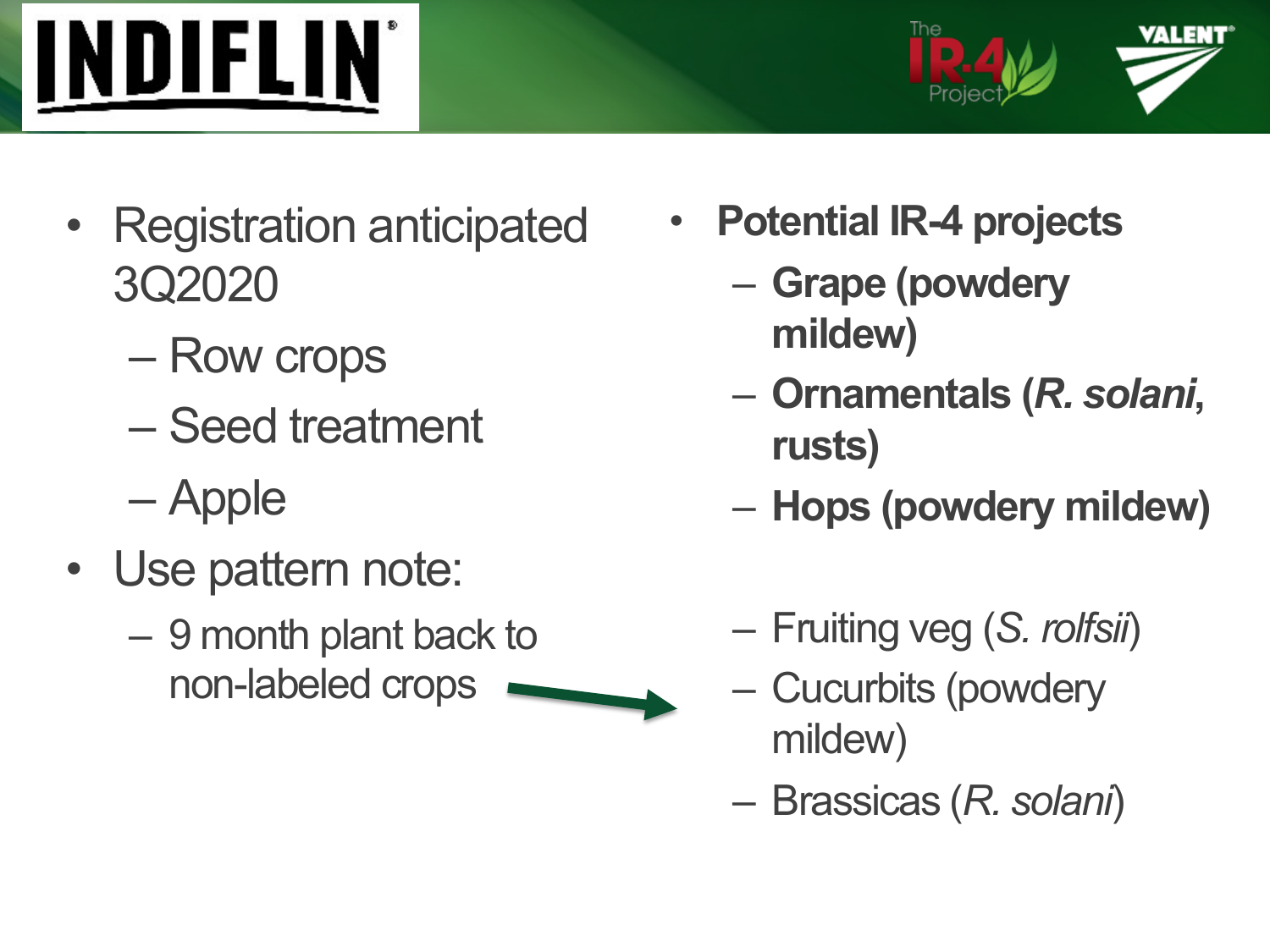# INDIFLIN®

- Registration anticipated 3Q2020
  - Row crops
  - Seed treatment
  - Apple
- Use pattern note:
  - 9 month plant back to non-labeled crops →

- **Potential IR-4 projects**
  - **Grape (powdery mildew)**
  - **Ornamentals (*R. solani*, rusts)**
  - **Hops (powdery mildew)**
  - Fruiting veg (*S. rolfsii*)
  - Cucurbits (powdery mildew)
  - Brassicas (*R. solani*)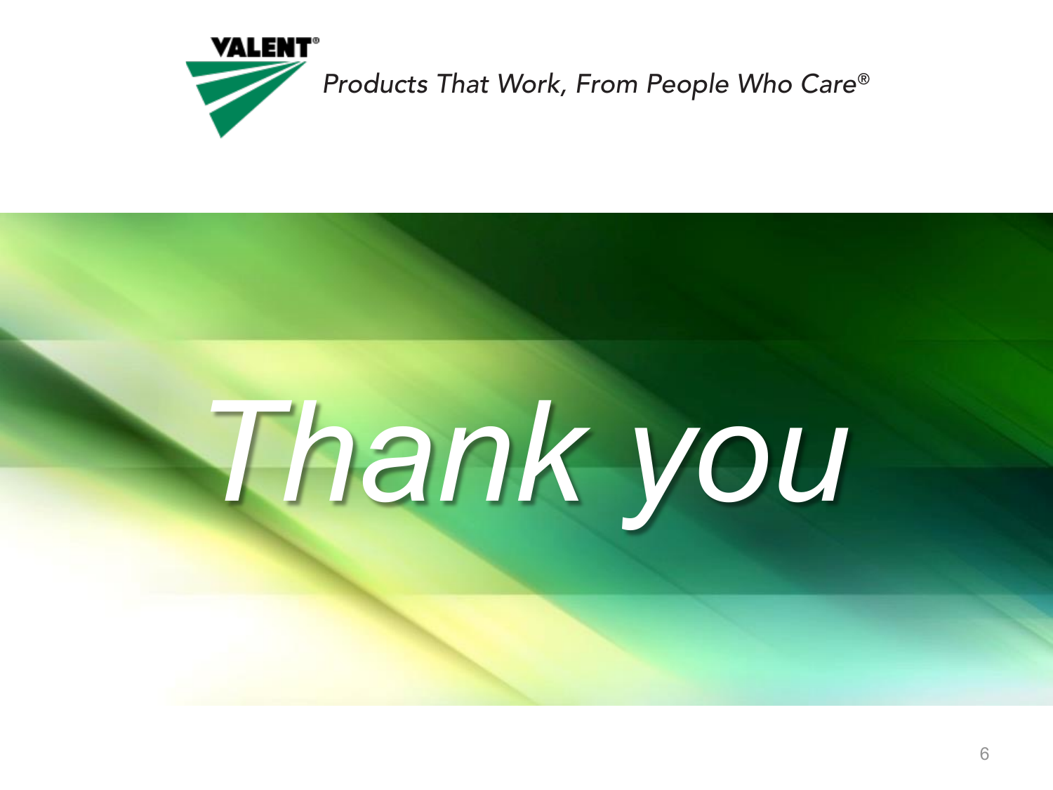VALENT®

*Products That Work, From People Who Care®*

# *Thank you*